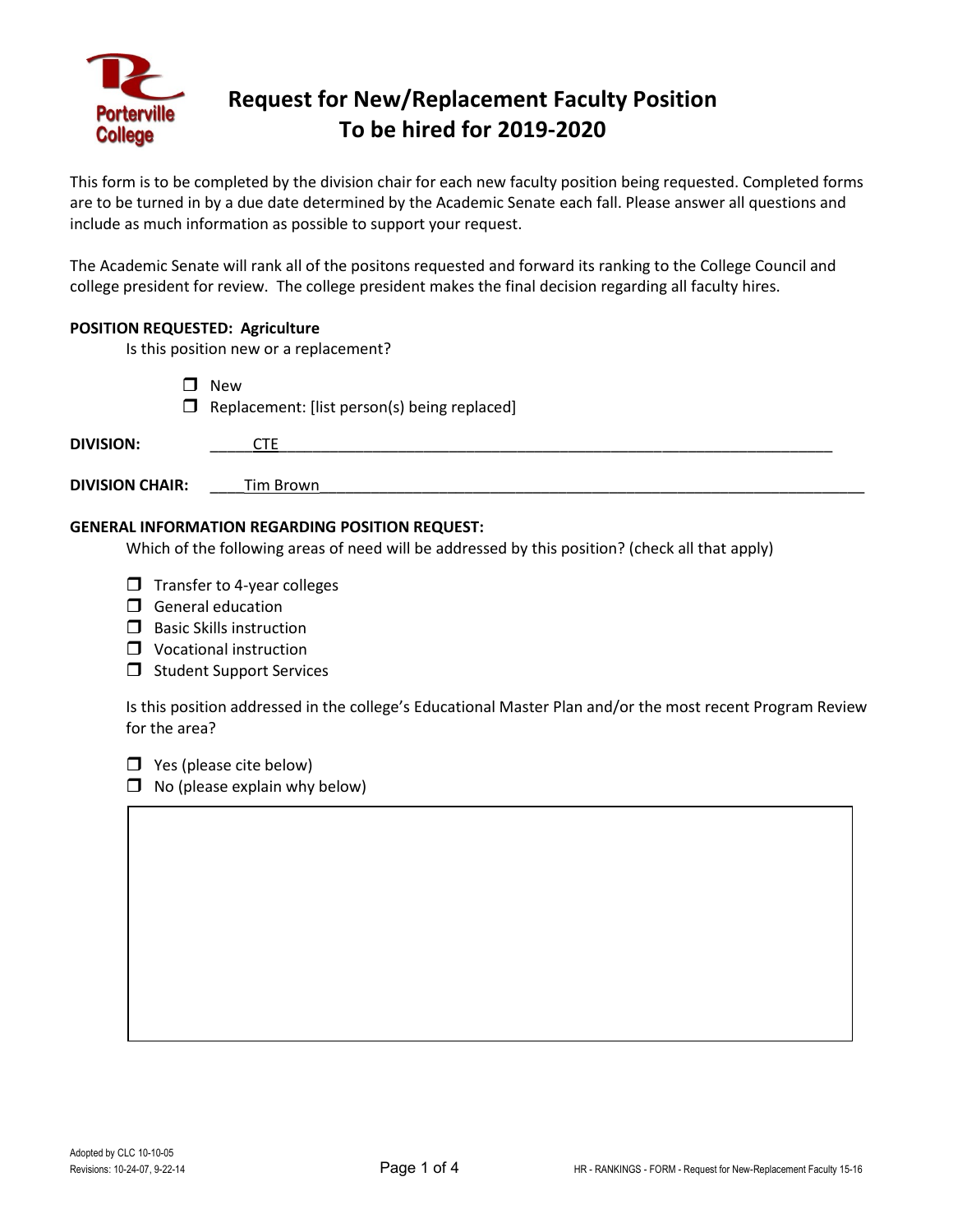# Request for New/Replacement Faculty Position To be hired for 2019-2020

This form is to be completed by the division chair for each new faculty position being requested. Completed forms are to be turned in by a due date determined by the Academic Senate each fall. Please answer all questions and include as much information as possible to support your request.

The Academic Senate will rank all of the positons requested and forward its ranking to the College Council and college president for review. The college president makes the final decision regarding all faculty hires.

**POSITION REQUESTED: Agriculture**

Is this position new or a replacement?

- ☐ New
- ☐ Replacement: [list person(s) being replaced]

**DIVISION:** CTE

**DIVISION CHAIR:** Tim Brown

**GENERAL INFORMATION REGARDING POSITION REQUEST:**

Which of the following areas of need will be addressed by this position? (check all that apply)

- ☐ Transfer to 4-year colleges
- ☐ General education
- ☐ Basic Skills instruction
- ☐ Vocational instruction
- ☐ Student Support Services

Is this position addressed in the college's Educational Master Plan and/or the most recent Program Review for the area?

- ☐ Yes (please cite below)
- ☐ No (please explain why below)

Adopted by CLC 10-10-05
Revisions: 10-24-07, 9-22-14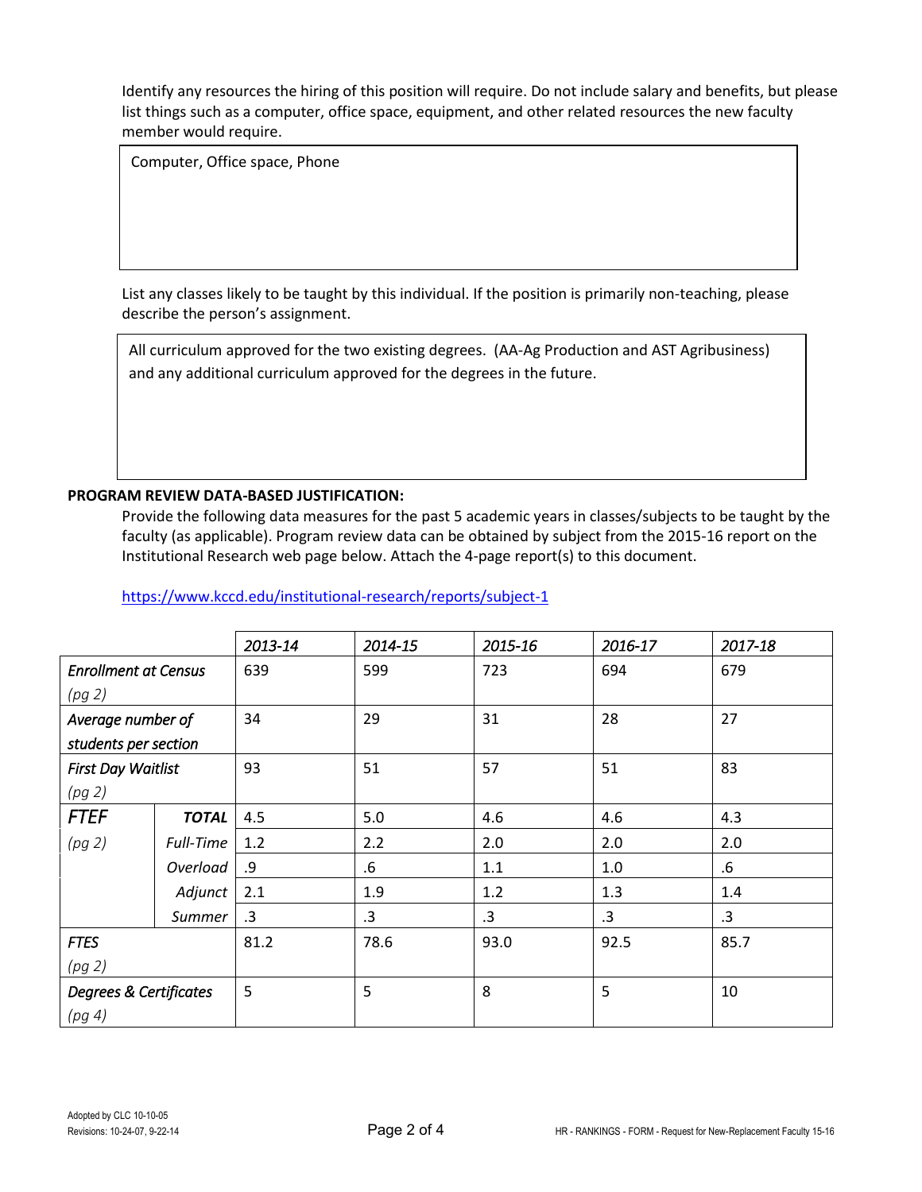Identify any resources the hiring of this position will require. Do not include salary and benefits, but please list things such as a computer, office space, equipment, and other related resources the new faculty member would require.

> Computer, Office space, Phone

List any classes likely to be taught by this individual. If the position is primarily non-teaching, please describe the person's assignment.

> All curriculum approved for the two existing degrees. (AA-Ag Production and AST Agribusiness) and any additional curriculum approved for the degrees in the future.

**PROGRAM REVIEW DATA-BASED JUSTIFICATION:**

Provide the following data measures for the past 5 academic years in classes/subjects to be taught by the faculty (as applicable). Program review data can be obtained by subject from the 2015-16 report on the Institutional Research web page below. Attach the 4-page report(s) to this document.

https://www.kccd.edu/institutional-research/reports/subject-1

| | | *2013-14* | *2014-15* | *2015-16* | *2016-17* | *2017-18* |
|---|---|---|---|---|---|---|
| *Enrollment at Census (pg 2)* | | 639 | 599 | 723 | 694 | 679 |
| *Average number of students per section* | | 34 | 29 | 31 | 28 | 27 |
| *First Day Waitlist (pg 2)* | | 93 | 51 | 57 | 51 | 83 |
| *FTEF (pg 2)* | ***TOTAL*** | 4.5 | 5.0 | 4.6 | 4.6 | 4.3 |
| | *Full-Time* | 1.2 | 2.2 | 2.0 | 2.0 | 2.0 |
| | *Overload* | .9 | .6 | 1.1 | 1.0 | .6 |
| | *Adjunct* | 2.1 | 1.9 | 1.2 | 1.3 | 1.4 |
| | *Summer* | .3 | .3 | .3 | .3 | .3 |
| *FTES (pg 2)* | | 81.2 | 78.6 | 93.0 | 92.5 | 85.7 |
| *Degrees & Certificates (pg 4)* | | 5 | 5 | 8 | 5 | 10 |

Adopted by CLC 10-10-05
Revisions: 10-24-07, 9-22-14

HR - RANKINGS - FORM - Request for New-Replacement Faculty 15-16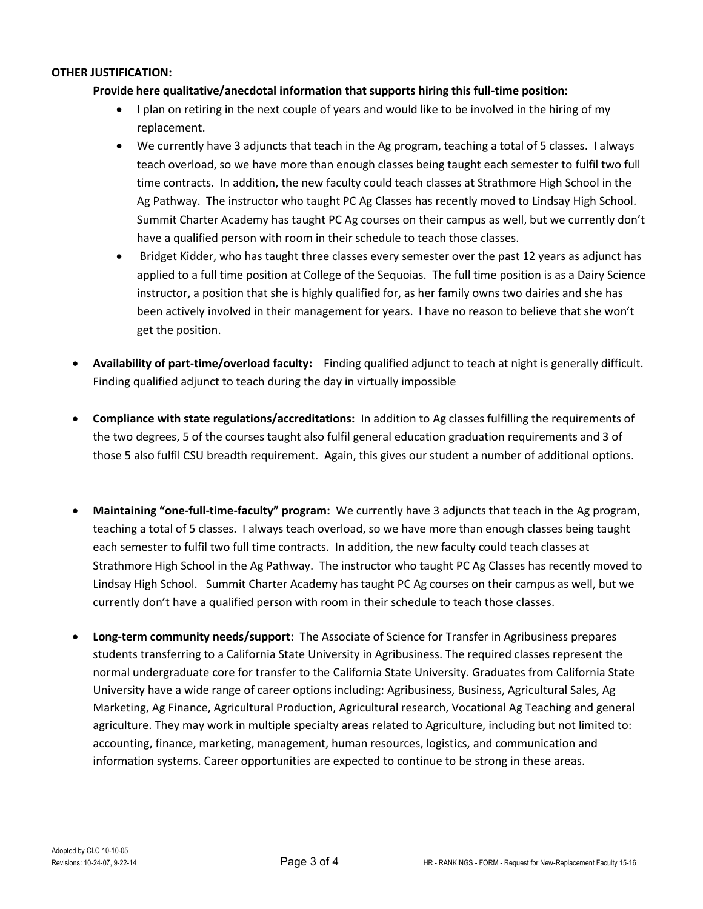**OTHER JUSTIFICATION:**

**Provide here qualitative/anecdotal information that supports hiring this full-time position:**

- I plan on retiring in the next couple of years and would like to be involved in the hiring of my replacement.
- We currently have 3 adjuncts that teach in the Ag program, teaching a total of 5 classes. I always teach overload, so we have more than enough classes being taught each semester to fulfil two full time contracts. In addition, the new faculty could teach classes at Strathmore High School in the Ag Pathway. The instructor who taught PC Ag Classes has recently moved to Lindsay High School. Summit Charter Academy has taught PC Ag courses on their campus as well, but we currently don't have a qualified person with room in their schedule to teach those classes.
- Bridget Kidder, who has taught three classes every semester over the past 12 years as adjunct has applied to a full time position at College of the Sequoias. The full time position is as a Dairy Science instructor, a position that she is highly qualified for, as her family owns two dairies and she has been actively involved in their management for years. I have no reason to believe that she won't get the position.

- **Availability of part-time/overload faculty:** Finding qualified adjunct to teach at night is generally difficult. Finding qualified adjunct to teach during the day in virtually impossible

- **Compliance with state regulations/accreditations:** In addition to Ag classes fulfilling the requirements of the two degrees, 5 of the courses taught also fulfil general education graduation requirements and 3 of those 5 also fulfil CSU breadth requirement. Again, this gives our student a number of additional options.

- **Maintaining "one-full-time-faculty" program:** We currently have 3 adjuncts that teach in the Ag program, teaching a total of 5 classes. I always teach overload, so we have more than enough classes being taught each semester to fulfil two full time contracts. In addition, the new faculty could teach classes at Strathmore High School in the Ag Pathway. The instructor who taught PC Ag Classes has recently moved to Lindsay High School. Summit Charter Academy has taught PC Ag courses on their campus as well, but we currently don't have a qualified person with room in their schedule to teach those classes.

- **Long-term community needs/support:** The Associate of Science for Transfer in Agribusiness prepares students transferring to a California State University in Agribusiness. The required classes represent the normal undergraduate core for transfer to the California State University. Graduates from California State University have a wide range of career options including: Agribusiness, Business, Agricultural Sales, Ag Marketing, Ag Finance, Agricultural Production, Agricultural research, Vocational Ag Teaching and general agriculture. They may work in multiple specialty areas related to Agriculture, including but not limited to: accounting, finance, marketing, management, human resources, logistics, and communication and information systems. Career opportunities are expected to continue to be strong in these areas.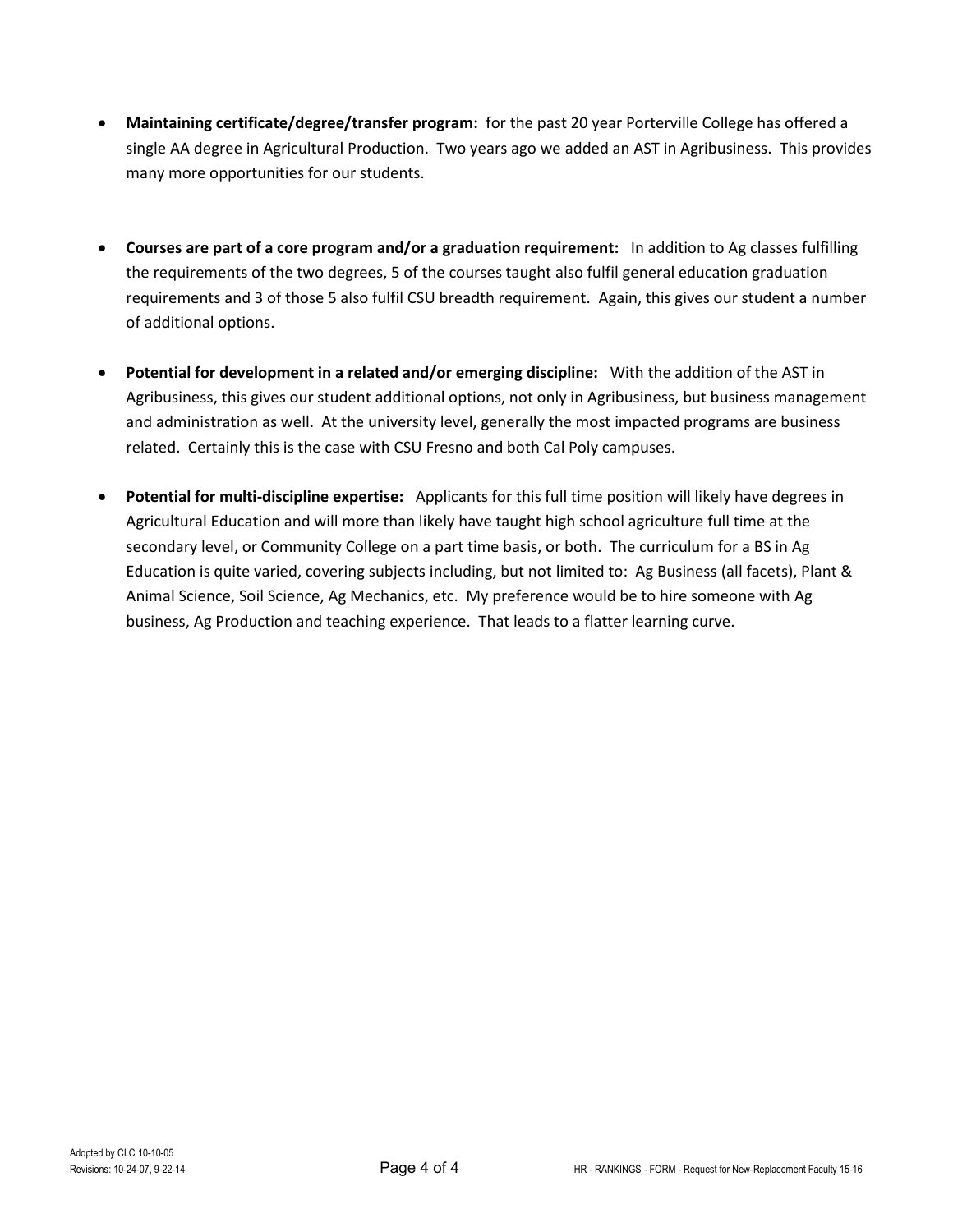- **Maintaining certificate/degree/transfer program:** for the past 20 year Porterville College has offered a single AA degree in Agricultural Production. Two years ago we added an AST in Agribusiness. This provides many more opportunities for our students.

- **Courses are part of a core program and/or a graduation requirement:** In addition to Ag classes fulfilling the requirements of the two degrees, 5 of the courses taught also fulfil general education graduation requirements and 3 of those 5 also fulfil CSU breadth requirement. Again, this gives our student a number of additional options.

- **Potential for development in a related and/or emerging discipline:** With the addition of the AST in Agribusiness, this gives our student additional options, not only in Agribusiness, but business management and administration as well. At the university level, generally the most impacted programs are business related. Certainly this is the case with CSU Fresno and both Cal Poly campuses.

- **Potential for multi-discipline expertise:** Applicants for this full time position will likely have degrees in Agricultural Education and will more than likely have taught high school agriculture full time at the secondary level, or Community College on a part time basis, or both. The curriculum for a BS in Ag Education is quite varied, covering subjects including, but not limited to: Ag Business (all facets), Plant & Animal Science, Soil Science, Ag Mechanics, etc. My preference would be to hire someone with Ag business, Ag Production and teaching experience. That leads to a flatter learning curve.